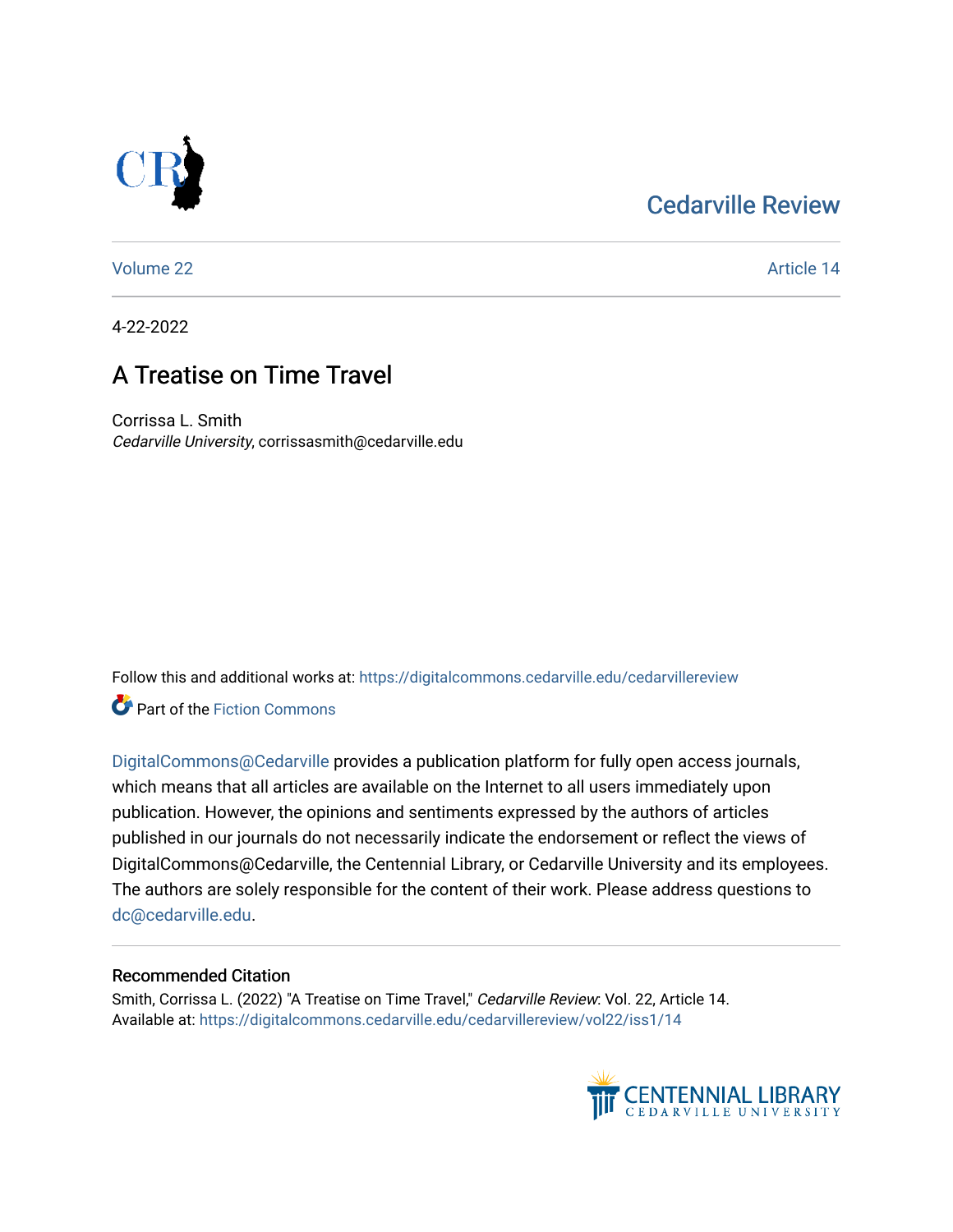Cedarville Review

Volume 22 Article 14

4-22-2022

# A Treatise on Time Travel

Corrissa L. Smith
*Cedarville University*, corrissasmith@cedarville.edu

Follow this and additional works at: https://digitalcommons.cedarville.edu/cedarvillereview

Part of the Fiction Commons

DigitalCommons@Cedarville provides a publication platform for fully open access journals, which means that all articles are available on the Internet to all users immediately upon publication. However, the opinions and sentiments expressed by the authors of articles published in our journals do not necessarily indicate the endorsement or reflect the views of DigitalCommons@Cedarville, the Centennial Library, or Cedarville University and its employees. The authors are solely responsible for the content of their work. Please address questions to dc@cedarville.edu.

## Recommended Citation

Smith, Corrissa L. (2022) "A Treatise on Time Travel," *Cedarville Review*: Vol. 22, Article 14.
Available at: https://digitalcommons.cedarville.edu/cedarvillereview/vol22/iss1/14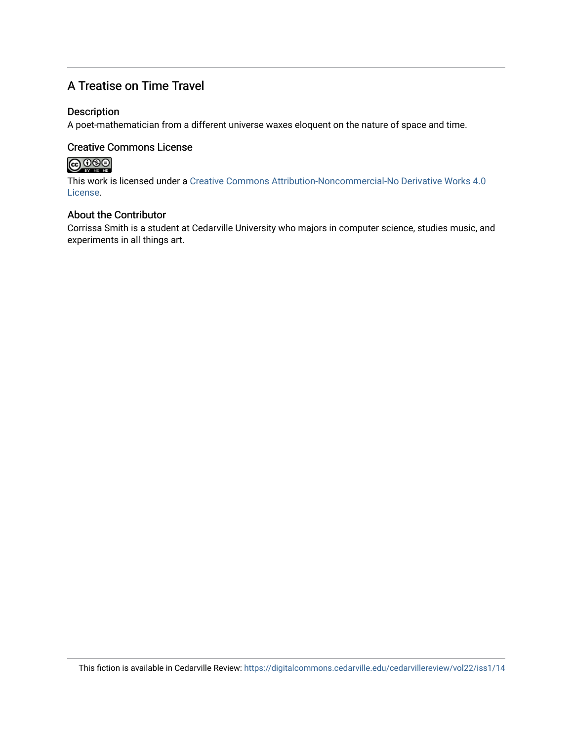## A Treatise on Time Travel

### Description

A poet-mathematician from a different universe waxes eloquent on the nature of space and time.

### Creative Commons License

This work is licensed under a Creative Commons Attribution-Noncommercial-No Derivative Works 4.0 License.

### About the Contributor

Corrissa Smith is a student at Cedarville University who majors in computer science, studies music, and experiments in all things art.

This fiction is available in Cedarville Review: https://digitalcommons.cedarville.edu/cedarvillereview/vol22/iss1/14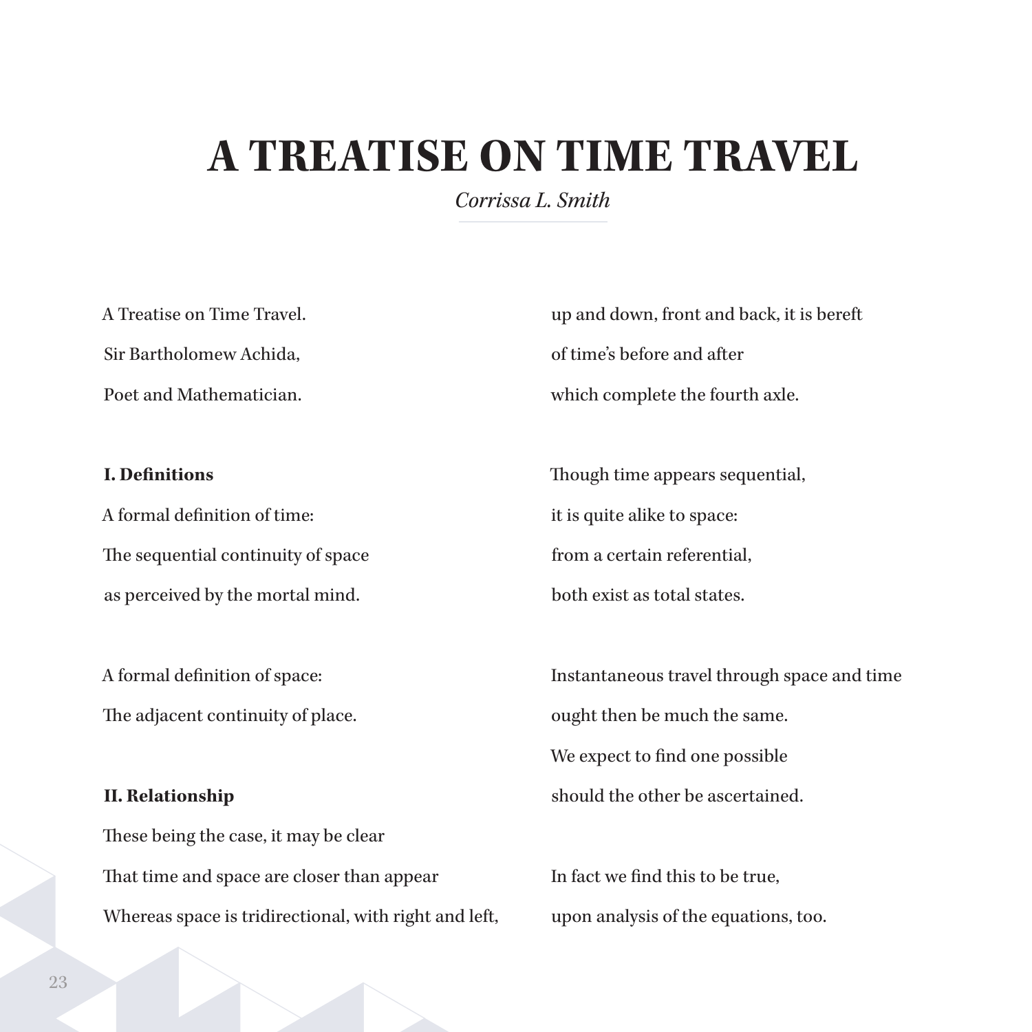# A TREATISE ON TIME TRAVEL

*Corrissa L. Smith*

A Treatise on Time Travel.
Sir Bartholomew Achida,
Poet and Mathematician.

**I. Definitions**

A formal definition of time:
The sequential continuity of space
as perceived by the mortal mind.

A formal definition of space:
The adjacent continuity of place.

**II. Relationship**

These being the case, it may be clear
That time and space are closer than appear
Whereas space is tridirectional, with right and left,
up and down, front and back, it is bereft
of time's before and after
which complete the fourth axle.

Though time appears sequential,
it is quite alike to space:
from a certain referential,
both exist as total states.

Instantaneous travel through space and time
ought then be much the same.
We expect to find one possible
should the other be ascertained.

In fact we find this to be true,
upon analysis of the equations, too.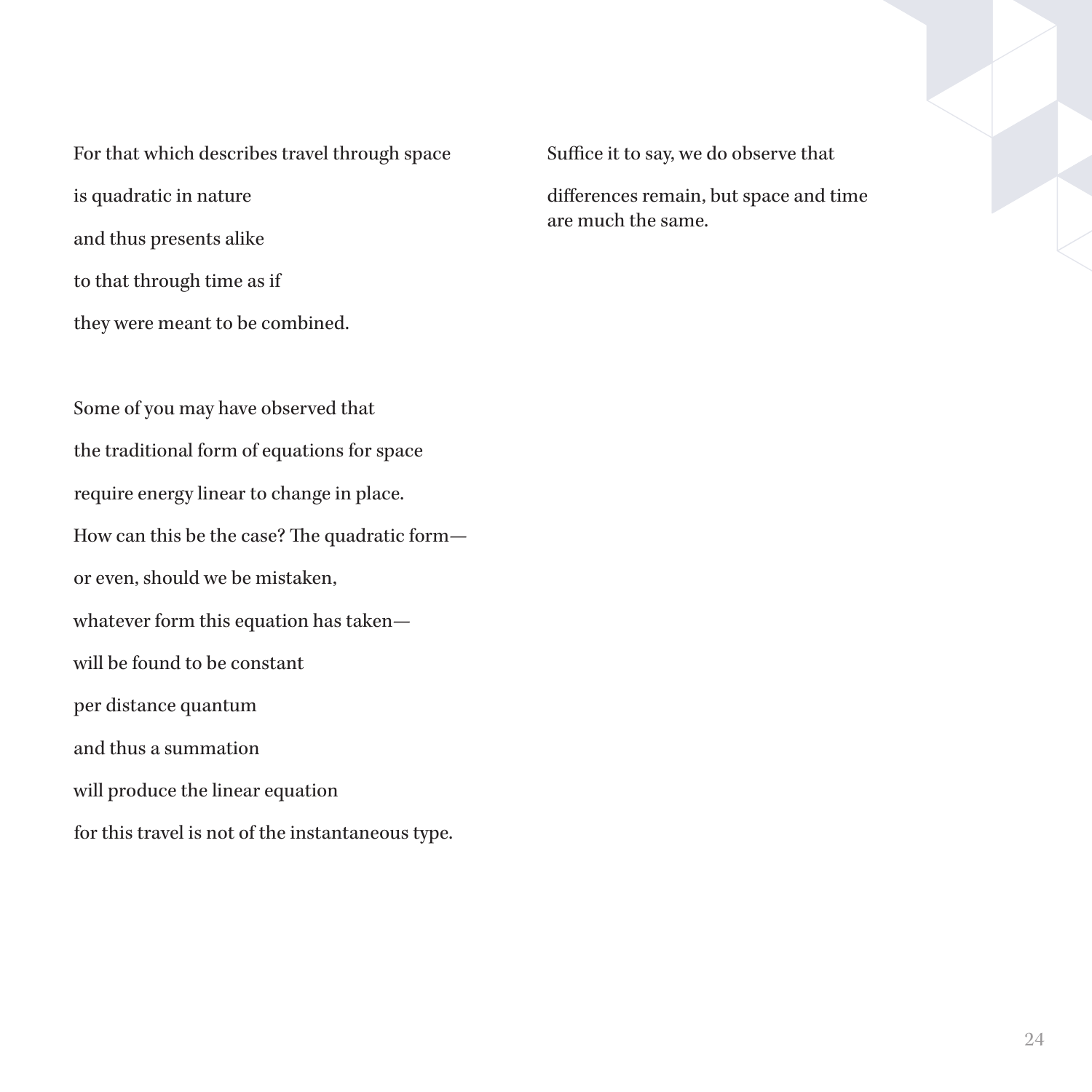For that which describes travel through space

is quadratic in nature

and thus presents alike

to that through time as if

they were meant to be combined.

Some of you may have observed that

the traditional form of equations for space

require energy linear to change in place.

How can this be the case? The quadratic form—

or even, should we be mistaken,

whatever form this equation has taken—

will be found to be constant

per distance quantum

and thus a summation

will produce the linear equation

for this travel is not of the instantaneous type.

Suffice it to say, we do observe that

differences remain, but space and time
are much the same.